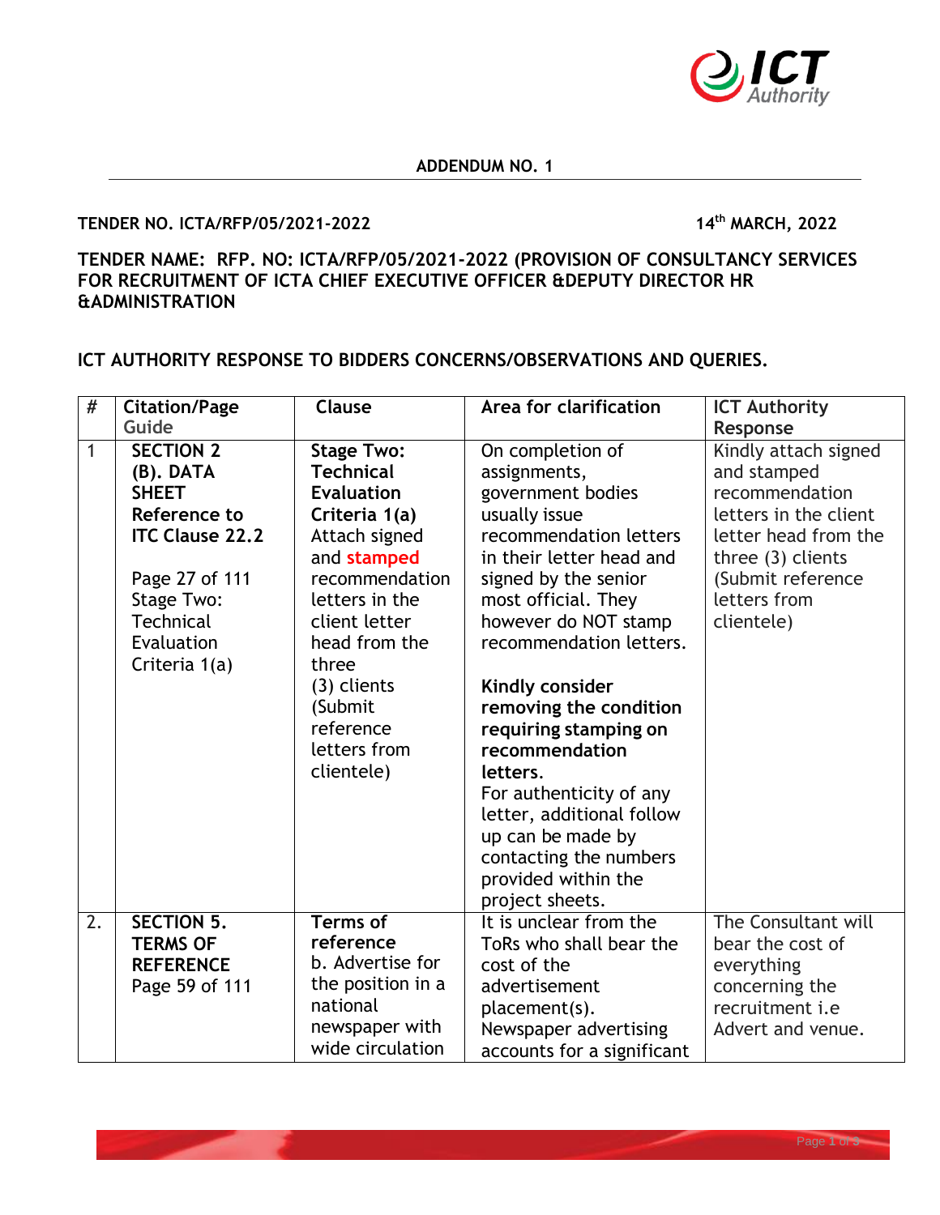**ADDENDUM NO. 1**

**TENDER NO. ICTA/RFP/05/2021-2022** **14th MARCH, 2022**

**TENDER NAME: RFP. NO: ICTA/RFP/05/2021-2022 (PROVISION OF CONSULTANCY SERVICES FOR RECRUITMENT OF ICTA CHIEF EXECUTIVE OFFICER &DEPUTY DIRECTOR HR &ADMINISTRATION**

**ICT AUTHORITY RESPONSE TO BIDDERS CONCERNS/OBSERVATIONS AND QUERIES.**

| # | Citation/Page Guide | Clause | Area for clarification | ICT Authority Response |
|---|---|---|---|---|
| 1 | **SECTION 2 (B). DATA SHEET Reference to ITC Clause 22.2** Page 27 of 111 Stage Two: Technical Evaluation Criteria 1(a) | **Stage Two: Technical Evaluation Criteria 1(a)** Attach signed and **stamped** recommendation letters in the client letter head from the three (3) clients (Submit reference letters from clientele) | On completion of assignments, government bodies usually issue recommendation letters in their letter head and signed by the senior most official. They however do NOT stamp recommendation letters. **Kindly consider removing the condition requiring stamping on recommendation letters.** For authenticity of any letter, additional follow up can be made by contacting the numbers provided within the project sheets. | Kindly attach signed and stamped recommendation letters in the client letter head from the three (3) clients (Submit reference letters from clientele) |
| 2. | **SECTION 5. TERMS OF REFERENCE** Page 59 of 111 | **Terms of reference** b. Advertise for the position in a national newspaper with wide circulation | It is unclear from the ToRs who shall bear the cost of the advertisement placement(s). Newspaper advertising accounts for a significant | The Consultant will bear the cost of everything concerning the recruitment i.e Advert and venue. |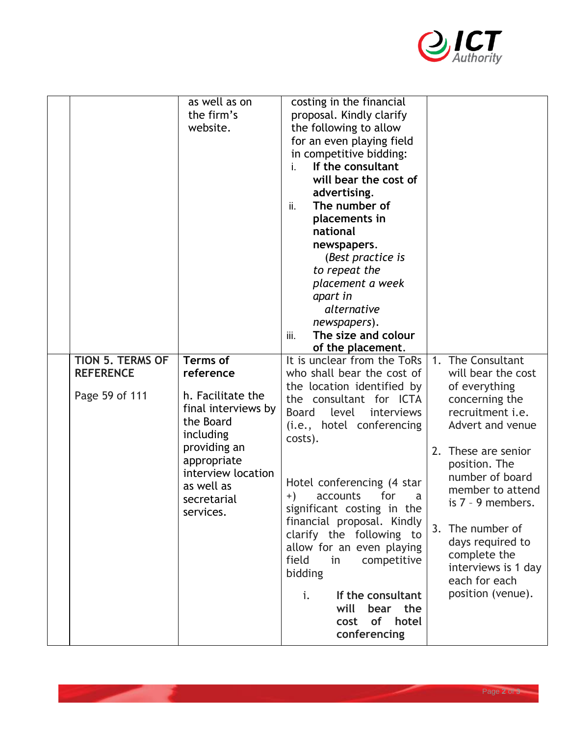| | | | | |
|---|---|---|---|---|
| | | as well as on the firm's website. | costing in the financial proposal. Kindly clarify the following to allow for an even playing field in competitive bidding:<br>i. **If the consultant will bear the cost of advertising.**<br>ii. **The number of placements in national newspapers.** (*Best practice is to repeat the placement a week apart in alternative newspapers*).<br>iii. **The size and colour of the placement.** | |
| | **TION 5. TERMS OF REFERENCE**<br><br>Page 59 of 111 | **Terms of reference**<br><br>h. Facilitate the final interviews by the Board including providing an appropriate interview location as well as secretarial services. | It is unclear from the ToRs who shall bear the cost of the location identified by the consultant for ICTA Board level interviews (i.e., hotel conferencing costs).<br><br>Hotel conferencing (4 star +) accounts for a significant costing in the financial proposal. Kindly clarify the following to allow for an even playing field in competitive bidding<br><br>i. **If the consultant will bear the cost of hotel conferencing** | 1. The Consultant will bear the cost of everything concerning the recruitment i.e. Advert and venue<br><br>2. These are senior position. The number of board member to attend is 7 – 9 members.<br><br>3. The number of days required to complete the interviews is 1 day each for each position (venue). |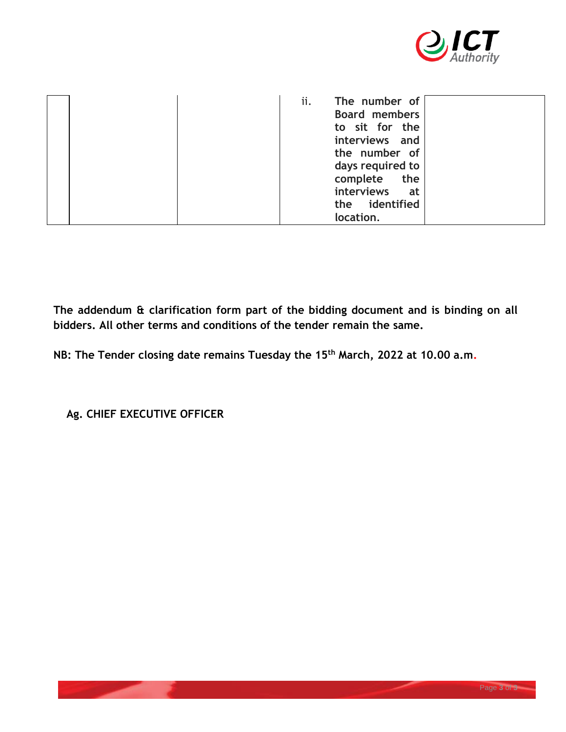| | | | | |
|---|---|---|---|---|
| | | | ii. The number of Board members to sit for the interviews and the number of days required to complete the interviews at the identified location. | |

**The addendum & clarification form part of the bidding document and is binding on all bidders. All other terms and conditions of the tender remain the same.**

**NB: The Tender closing date remains Tuesday the 15th March, 2022 at 10.00 a.m.**

**Ag. CHIEF EXECUTIVE OFFICER**